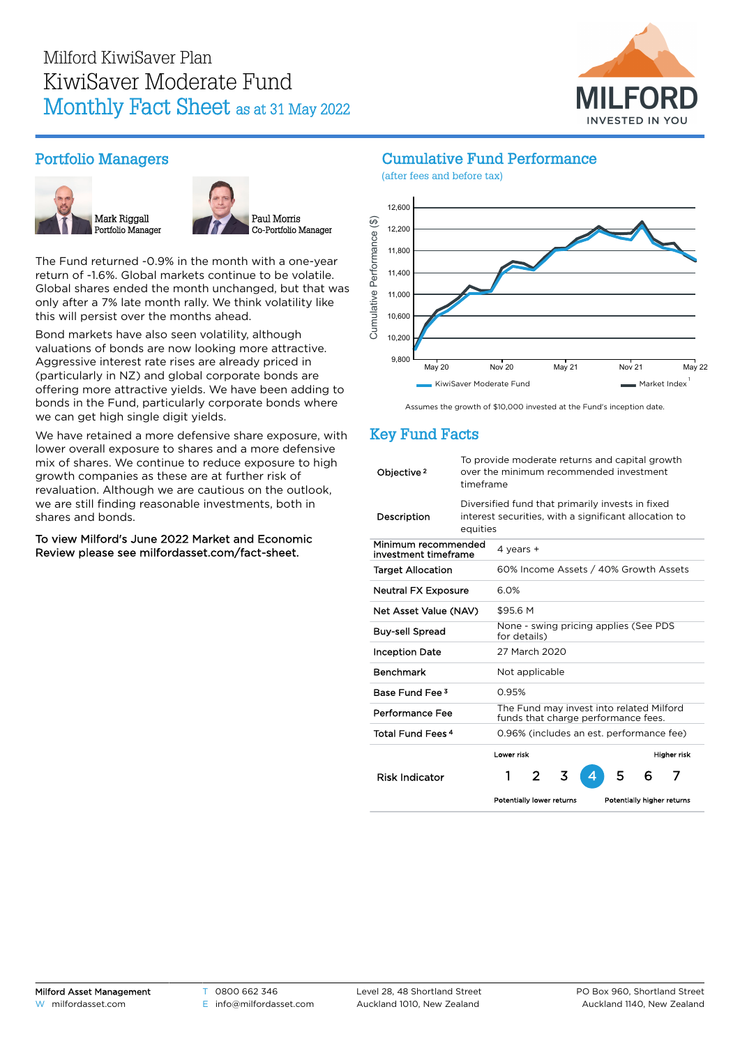# Milford KiwiSaver Plan

# KiwiSaver Moderate Fund

## Monthly Fact Sheet as at 31 May 2022

## Portfolio Managers

Mark Riggall
Portfolio Manager

Paul Morris
Co-Portfolio Manager

The Fund returned -0.9% in the month with a one-year return of -1.6%. Global markets continue to be volatile. Global shares ended the month unchanged, but that was only after a 7% late month rally. We think volatility like this will persist over the months ahead.

Bond markets have also seen volatility, although valuations of bonds are now looking more attractive. Aggressive interest rate rises are already priced in (particularly in NZ) and global corporate bonds are offering more attractive yields. We have been adding to bonds in the Fund, particularly corporate bonds where we can get high single digit yields.

We have retained a more defensive share exposure, with lower overall exposure to shares and a more defensive mix of shares. We continue to reduce exposure to high growth companies as these are at further risk of revaluation. Although we are cautious on the outlook, we are still finding reasonable investments, both in shares and bonds.

**To view Milford's June 2022 Market and Economic Review please see milfordasset.com/fact-sheet.**

## Cumulative Fund Performance

(after fees and before tax)

Cumulative Performance ($): 9,800 – 12,600; May 20 – May 22

KiwiSaver Moderate Fund — Market Index[1]

Assumes the growth of $10,000 invested at the Fund's inception date.

## Key Fund Facts

| | |
|---|---|
| Objective[2] | To provide moderate returns and capital growth over the minimum recommended investment timeframe |
| Description | Diversified fund that primarily invests in fixed interest securities, with a significant allocation to equities |
| Minimum recommended investment timeframe | 4 years + |
| Target Allocation | 60% Income Assets / 40% Growth Assets |
| Neutral FX Exposure | 6.0% |
| Net Asset Value (NAV) | $95.6 M |
| Buy-sell Spread | None - swing pricing applies (See PDS for details) |
| Inception Date | 27 March 2020 |
| Benchmark | Not applicable |
| Base Fund Fee[3] | 0.95% |
| Performance Fee | The Fund may invest into related Milford funds that charge performance fees. |
| Total Fund Fees[4] | 0.96% (includes an est. performance fee) |
| Risk Indicator | Lower risk / Potentially lower returns: 1 2 3 **4** 5 6 7 :Higher risk / Potentially higher returns |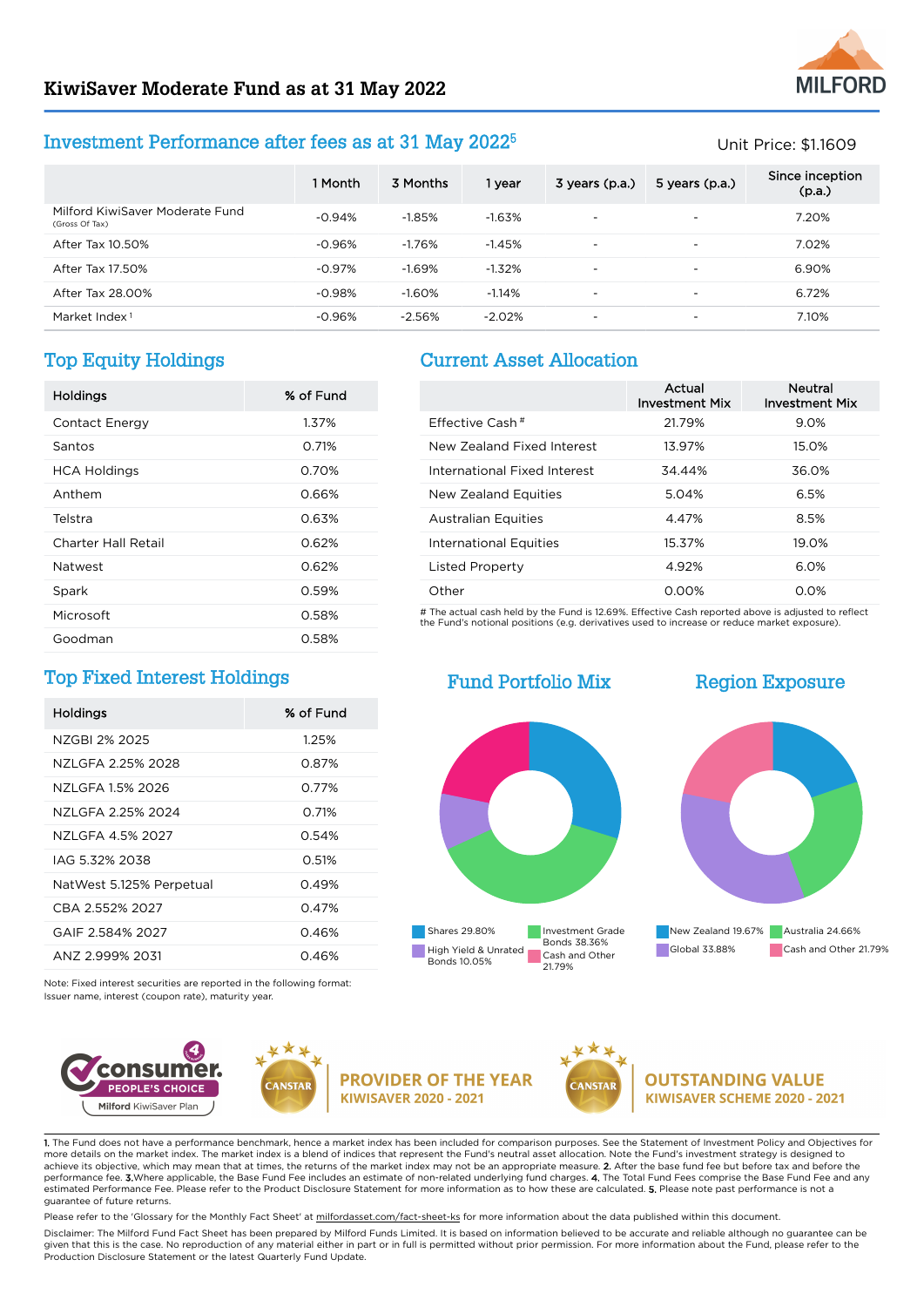# KiwiSaver Moderate Fund as at 31 May 2022

## Investment Performance after fees as at 31 May 2022[5]

Unit Price: $1.1609

| | 1 Month | 3 Months | 1 year | 3 years (p.a.) | 5 years (p.a.) | Since inception (p.a.) |
|---|---|---|---|---|---|---|
| Milford KiwiSaver Moderate Fund (Gross Of Tax) | -0.94% | -1.85% | -1.63% | - | - | 7.20% |
| After Tax 10.50% | -0.96% | -1.76% | -1.45% | - | - | 7.02% |
| After Tax 17.50% | -0.97% | -1.69% | -1.32% | - | - | 6.90% |
| After Tax 28.00% | -0.98% | -1.60% | -1.14% | - | - | 6.72% |
| Market Index [1] | -0.96% | -2.56% | -2.02% | - | - | 7.10% |

## Top Equity Holdings

| Holdings | % of Fund |
|---|---|
| Contact Energy | 1.37% |
| Santos | 0.71% |
| HCA Holdings | 0.70% |
| Anthem | 0.66% |
| Telstra | 0.63% |
| Charter Hall Retail | 0.62% |
| Natwest | 0.62% |
| Spark | 0.59% |
| Microsoft | 0.58% |
| Goodman | 0.58% |

## Current Asset Allocation

| | Actual Investment Mix | Neutral Investment Mix |
|---|---|---|
| Effective Cash # | 21.79% | 9.0% |
| New Zealand Fixed Interest | 13.97% | 15.0% |
| International Fixed Interest | 34.44% | 36.0% |
| New Zealand Equities | 5.04% | 6.5% |
| Australian Equities | 4.47% | 8.5% |
| International Equities | 15.37% | 19.0% |
| Listed Property | 4.92% | 6.0% |
| Other | 0.00% | 0.0% |

# The actual cash held by the Fund is 12.69%. Effective Cash reported above is adjusted to reflect the Fund's notional positions (e.g. derivatives used to increase or reduce market exposure).

## Top Fixed Interest Holdings

| Holdings | % of Fund |
|---|---|
| NZGBI 2% 2025 | 1.25% |
| NZLGFA 2.25% 2028 | 0.87% |
| NZLGFA 1.5% 2026 | 0.77% |
| NZLGFA 2.25% 2024 | 0.71% |
| NZLGFA 4.5% 2027 | 0.54% |
| IAG 5.32% 2038 | 0.51% |
| NatWest 5.125% Perpetual | 0.49% |
| CBA 2.552% 2027 | 0.47% |
| GAIF 2.584% 2027 | 0.46% |
| ANZ 2.999% 2031 | 0.46% |

Note: Fixed interest securities are reported in the following format: Issuer name, interest (coupon rate), maturity year.

## Fund Portfolio Mix

Shares 29.80%
Investment Grade Bonds 38.36%
High Yield & Unrated Bonds 10.05%
Cash and Other 21.79%

## Region Exposure

New Zealand 19.67%
Australia 24.66%
Global 33.88%
Cash and Other 21.79%

consumer. PEOPLE'S CHOICE Milford KiwiSaver Plan

CANSTAR PROVIDER OF THE YEAR KIWISAVER 2020 - 2021

CANSTAR OUTSTANDING VALUE KIWISAVER SCHEME 2020 - 2021

1. The Fund does not have a performance benchmark, hence a market index has been included for comparison purposes. See the Statement of Investment Policy and Objectives for more details on the market index. The market index is a blend of indices that represent the Fund's neutral asset allocation. Note the Fund's investment strategy is designed to achieve its objective, which may mean that at times, the returns of the market index may not be an appropriate measure. 2. After the base fund fee but before tax and before the performance fee. 3. Where applicable, the Base Fund Fee includes an estimate of non-related underlying fund charges. 4. The Total Fund Fees comprise the Base Fund Fee and any estimated Performance Fee. Please refer to the Product Disclosure Statement for more information as to how these are calculated. 5. Please note past performance is not a guarantee of future returns.

Please refer to the 'Glossary for the Monthly Fact Sheet' at milfordasset.com/fact-sheet-ks for more information about the data published within this document.

Disclaimer: The Milford Fund Fact Sheet has been prepared by Milford Funds Limited. It is based on information believed to be accurate and reliable although no guarantee can be given that this is the case. No reproduction of any material either in part or in full is permitted without prior permission. For more information about the Fund, please refer to the Production Disclosure Statement or the latest Quarterly Fund Update.